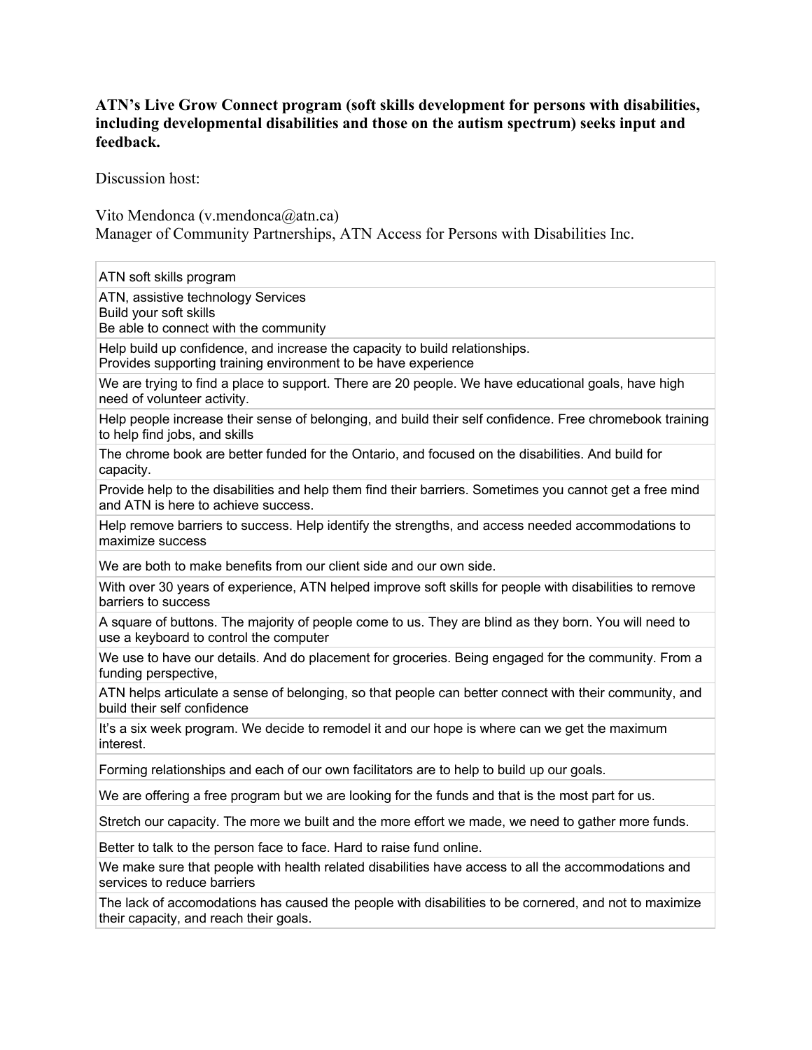**ATN's Live Grow Connect program (soft skills development for persons with disabilities, including developmental disabilities and those on the autism spectrum) seeks input and feedback.**

Discussion host:

Vito Mendonca (v.mendonca@atn.ca)
Manager of Community Partnerships, ATN Access for Persons with Disabilities Inc.

| ATN soft skills program |
|---|
| ATN, assistive technology Services<br>Build your soft skills<br>Be able to connect with the community |
| Help build up confidence, and increase the capacity to build relationships.<br>Provides supporting training environment to be have experience |
| We are trying to find a place to support. There are 20 people. We have educational goals, have high need of volunteer activity. |
| Help people increase their sense of belonging, and build their self confidence. Free chromebook training to help find jobs, and skills |
| The chrome book are better funded for the Ontario, and focused on the disabilities. And build for capacity. |
| Provide help to the disabilities and help them find their barriers. Sometimes you cannot get a free mind and ATN is here to achieve success. |
| Help remove barriers to success. Help identify the strengths, and access needed accommodations to maximize success |
| We are both to make benefits from our client side and our own side. |
| With over 30 years of experience, ATN helped improve soft skills for people with disabilities to remove barriers to success |
| A square of buttons. The majority of people come to us. They are blind as they born. You will need to use a keyboard to control the computer |
| We use to have our details. And do placement for groceries. Being engaged for the community. From a funding perspective, |
| ATN helps articulate a sense of belonging, so that people can better connect with their community, and build their self confidence |
| It's a six week program. We decide to remodel it and our hope is where can we get the maximum interest. |
| Forming relationships and each of our own facilitators are to help to build up our goals. |
| We are offering a free program but we are looking for the funds and that is the most part for us. |
| Stretch our capacity. The more we built and the more effort we made, we need to gather more funds. |
| Better to talk to the person face to face. Hard to raise fund online. |
| We make sure that people with health related disabilities have access to all the accommodations and services to reduce barriers |
| The lack of accomodations has caused the people with disabilities to be cornered, and not to maximize their capacity, and reach their goals. |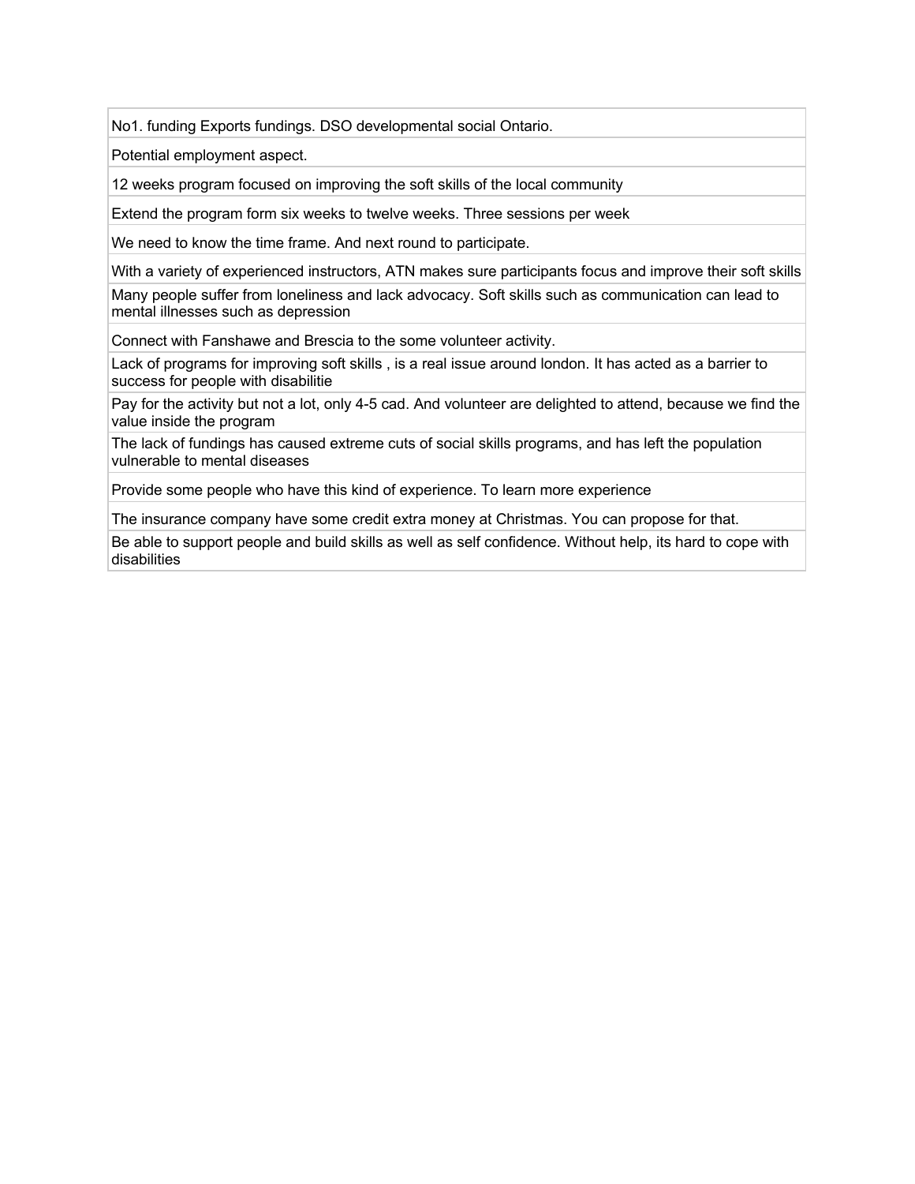| |
|---|
| No1. funding Exports fundings. DSO developmental social Ontario. |
| Potential employment aspect. |
| 12 weeks program focused on improving the soft skills of the local community |
| Extend the program form six weeks to twelve weeks. Three sessions per week |
| We need to know the time frame. And next round to participate. |
| With a variety of experienced instructors, ATN makes sure participants focus and improve their soft skills |
| Many people suffer from loneliness and lack advocacy. Soft skills such as communication can lead to mental illnesses such as depression |
| Connect with Fanshawe and Brescia to the some volunteer activity. |
| Lack of programs for improving soft skills , is a real issue around london. It has acted as a barrier to success for people with disabilitie |
| Pay for the activity but not a lot, only 4-5 cad. And volunteer are delighted to attend, because we find the value inside the program |
| The lack of fundings has caused extreme cuts of social skills programs, and has left the population vulnerable to mental diseases |
| Provide some people who have this kind of experience. To learn more experience |
| The insurance company have some credit extra money at Christmas. You can propose for that. |
| Be able to support people and build skills as well as self confidence. Without help, its hard to cope with disabilities |